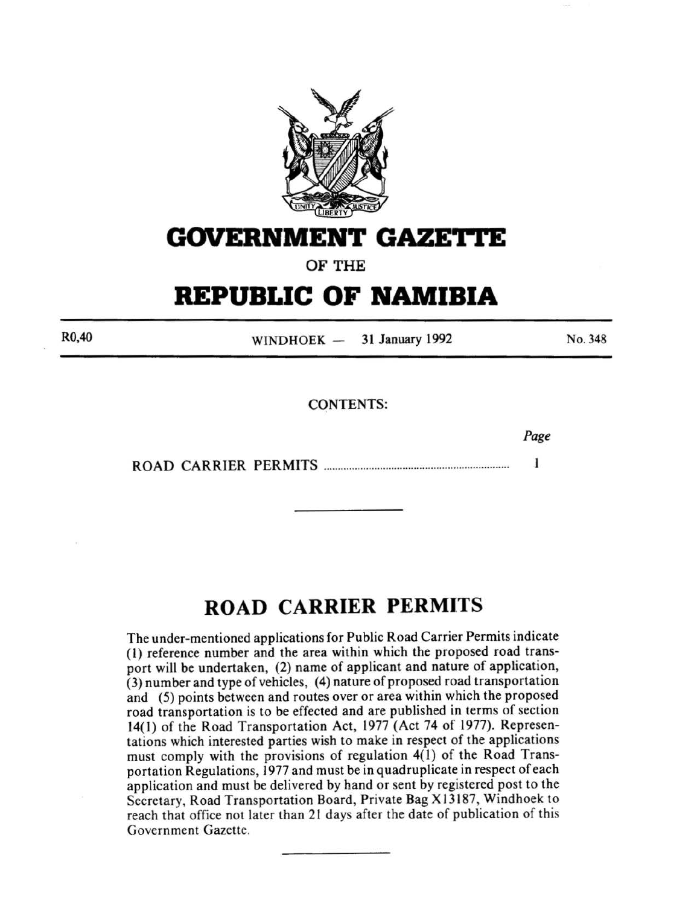# GOVERNMENT GAZETTE

OF THE

# REPUBLIC OF NAMIBIA

| R0,40 | WINDHOEK — 31 January 1992 | No. 348 |
| --- | --- | --- |

CONTENTS:

| | Page |
| --- | --- |
| ROAD CARRIER PERMITS | 1 |

---

## ROAD CARRIER PERMITS

The under-mentioned applications for Public Road Carrier Permits indicate (1) reference number and the area within which the proposed road transport will be undertaken, (2) name of applicant and nature of application, (3) number and type of vehicles, (4) nature of proposed road transportation and (5) points between and routes over or area within which the proposed road transportation is to be effected and are published in terms of section 14(1) of the Road Transportation Act, 1977 (Act 74 of 1977). Representations which interested parties wish to make in respect of the applications must comply with the provisions of regulation 4(1) of the Road Transportation Regulations, 1977 and must be in quadruplicate in respect of each application and must be delivered by hand or sent by registered post to the Secretary, Road Transportation Board, Private Bag X13187, Windhoek to reach that office not later than 21 days after the date of publication of this Government Gazette.

---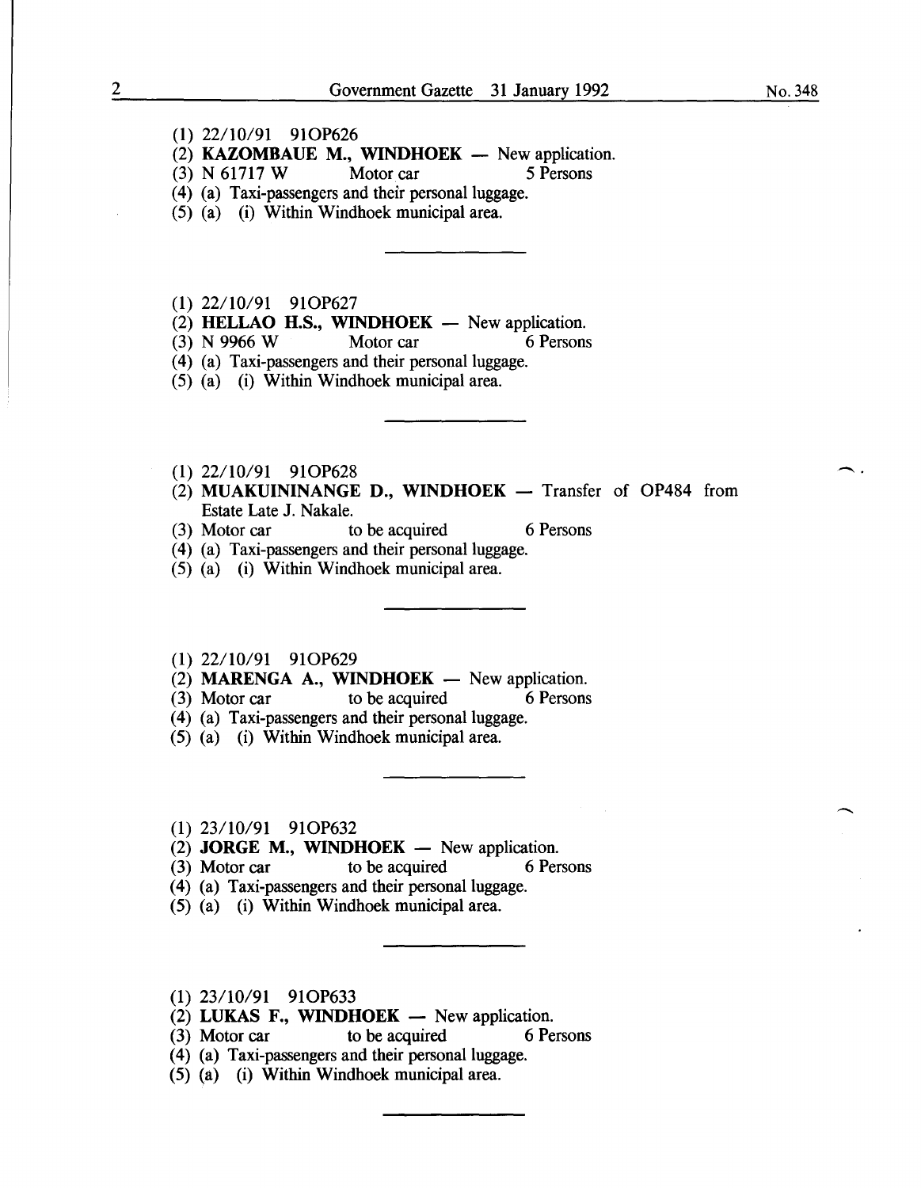(1) 22/10/91 91OP626

(2) **KAZOMBAUE M., WINDHOEK** — New application.

(3) N 61717 W Motor car 5 Persons

(4) (a) Taxi-passengers and their personal luggage.

(5) (a) (i) Within Windhoek municipal area.

---

(1) 22/10/91 91OP627

(2) **HELLAO H.S., WINDHOEK** — New application.

(3) N 9966 W Motor car 6 Persons

(4) (a) Taxi-passengers and their personal luggage.

(5) (a) (i) Within Windhoek municipal area.

---

(1) 22/10/91 91OP628

(2) **MUAKUININANGE D., WINDHOEK** — Transfer of OP484 from Estate Late J. Nakale.

(3) Motor car to be acquired 6 Persons

(4) (a) Taxi-passengers and their personal luggage.

(5) (a) (i) Within Windhoek municipal area.

---

(1) 22/10/91 91OP629

(2) **MARENGA A., WINDHOEK** — New application.

(3) Motor car to be acquired 6 Persons

(4) (a) Taxi-passengers and their personal luggage.

(5) (a) (i) Within Windhoek municipal area.

---

(1) 23/10/91 91OP632

(2) **JORGE M., WINDHOEK** — New application.

(3) Motor car to be acquired 6 Persons

(4) (a) Taxi-passengers and their personal luggage.

(5) (a) (i) Within Windhoek municipal area.

---

(1) 23/10/91 91OP633

(2) **LUKAS F., WINDHOEK** — New application.

(3) Motor car to be acquired 6 Persons

(4) (a) Taxi-passengers and their personal luggage.

(5) (a) (i) Within Windhoek municipal area.

---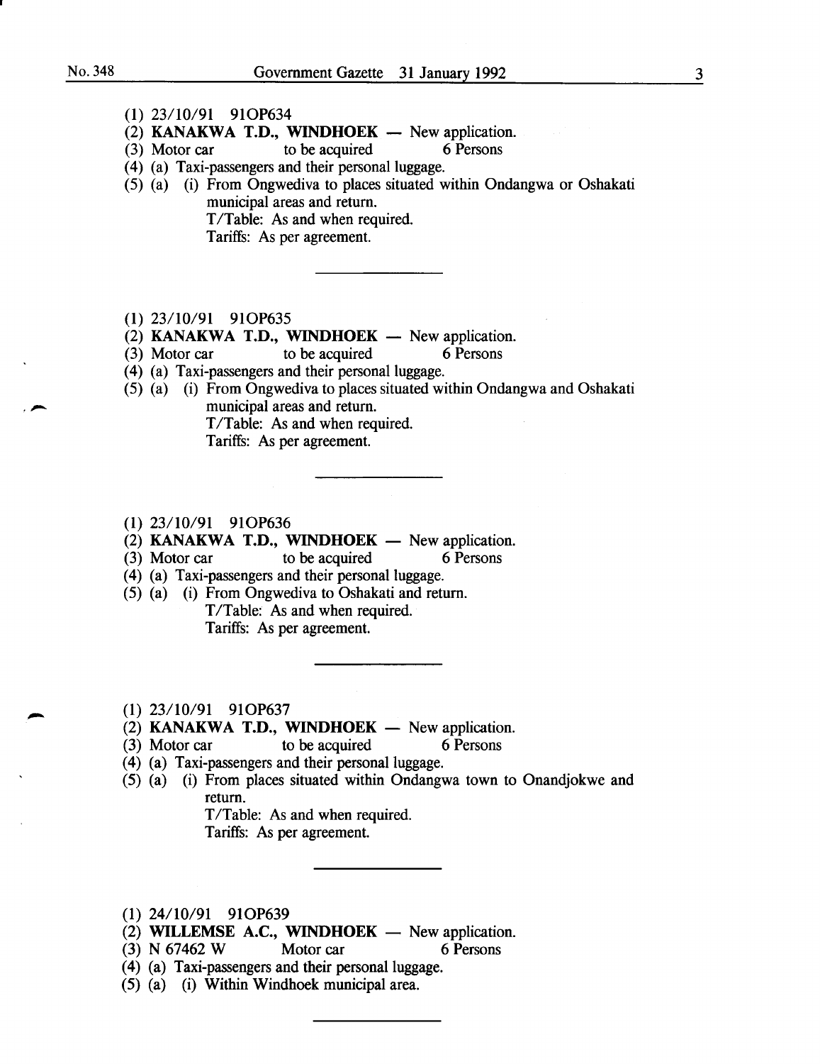(1) 23/10/91 91OP634

(2) **KANAKWA T.D., WINDHOEK** — New application.

(3) Motor car to be acquired 6 Persons

(4) (a) Taxi-passengers and their personal luggage.

(5) (a) (i) From Ongwediva to places situated within Ondangwa or Oshakati municipal areas and return.

T/Table: As and when required.

Tariffs: As per agreement.

---

(1) 23/10/91 91OP635

(2) **KANAKWA T.D., WINDHOEK** — New application.

(3) Motor car to be acquired 6 Persons

(4) (a) Taxi-passengers and their personal luggage.

(5) (a) (i) From Ongwediva to places situated within Ondangwa and Oshakati municipal areas and return.

T/Table: As and when required.

Tariffs: As per agreement.

---

(1) 23/10/91 91OP636

(2) **KANAKWA T.D., WINDHOEK** — New application.

(3) Motor car to be acquired 6 Persons

(4) (a) Taxi-passengers and their personal luggage.

(5) (a) (i) From Ongwediva to Oshakati and return.

T/Table: As and when required.

Tariffs: As per agreement.

---

(1) 23/10/91 91OP637

(2) **KANAKWA T.D., WINDHOEK** — New application.

(3) Motor car to be acquired 6 Persons

(4) (a) Taxi-passengers and their personal luggage.

(5) (a) (i) From places situated within Ondangwa town to Onandjokwe and return.

T/Table: As and when required.

Tariffs: As per agreement.

---

(1) 24/10/91 91OP639

(2) **WILLEMSE A.C., WINDHOEK** — New application.

(3) N 67462 W Motor car 6 Persons

(4) (a) Taxi-passengers and their personal luggage.

(5) (a) (i) Within Windhoek municipal area.

---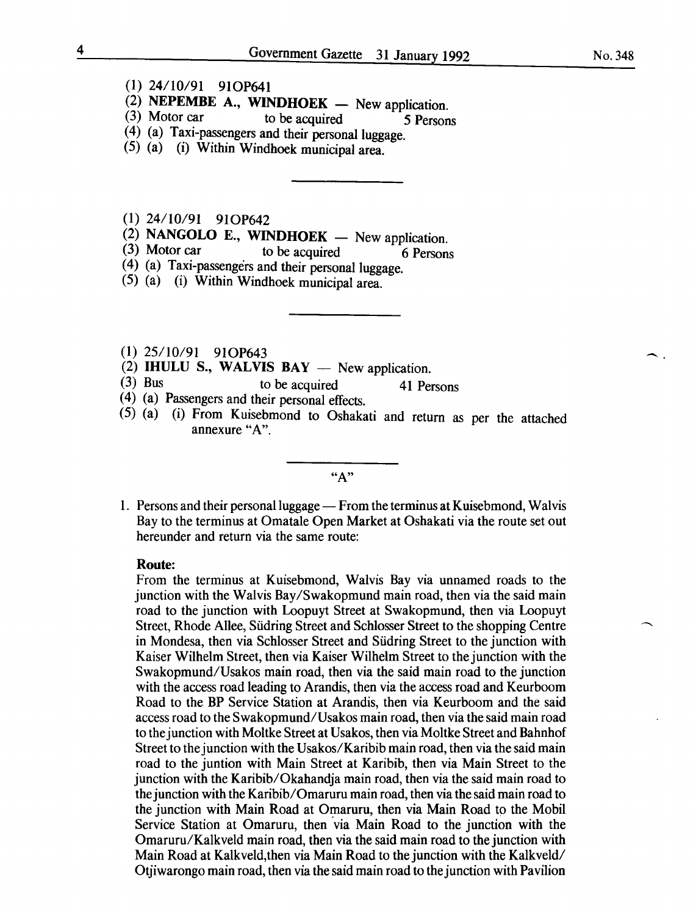(1) 24/10/91 91OP641

(2) **NEPEMBE A., WINDHOEK** — New application.

(3) Motor car to be acquired 5 Persons

(4) (a) Taxi-passengers and their personal luggage.

(5) (a) (i) Within Windhoek municipal area.

---

(1) 24/10/91 91OP642

(2) **NANGOLO E., WINDHOEK** — New application.

(3) Motor car to be acquired 6 Persons

(4) (a) Taxi-passengers and their personal luggage.

(5) (a) (i) Within Windhoek municipal area.

---

(1) 25/10/91 91OP643

(2) **IHULU S., WALVIS BAY** — New application.

(3) Bus to be acquired 41 Persons

(4) (a) Passengers and their personal effects.

(5) (a) (i) From Kuisebmond to Oshakati and return as per the attached annexure "A".

---

"A"

1. Persons and their personal luggage — From the terminus at Kuisebmond, Walvis Bay to the terminus at Omatale Open Market at Oshakati via the route set out hereunder and return via the same route:

**Route:**

From the terminus at Kuisebmond, Walvis Bay via unnamed roads to the junction with the Walvis Bay/Swakopmund main road, then via the said main road to the junction with Loopuyt Street at Swakopmund, then via Loopuyt Street, Rhode Allee, Südring Street and Schlosser Street to the shopping Centre in Mondesa, then via Schlosser Street and Südring Street to the junction with Kaiser Wilhelm Street, then via Kaiser Wilhelm Street to the junction with the Swakopmund/Usakos main road, then via the said main road to the junction with the access road leading to Arandis, then via the access road and Keurboom Road to the BP Service Station at Arandis, then via Keurboom and the said access road to the Swakopmund/Usakos main road, then via the said main road to the junction with Moltke Street at Usakos, then via Moltke Street and Bahnhof Street to the junction with the Usakos/Karibib main road, then via the said main road to the juntion with Main Street at Karibib, then via Main Street to the junction with the Karibib/Okahandja main road, then via the said main road to the junction with the Karibib/Omaruru main road, then via the said main road to the junction with Main Road at Omaruru, then via Main Road to the Mobil Service Station at Omaruru, then via Main Road to the junction with the Omaruru/Kalkveld main road, then via the said main road to the junction with Main Road at Kalkveld,then via Main Road to the junction with the Kalkveld/ Otjiwarongo main road, then via the said main road to the junction with Pavilion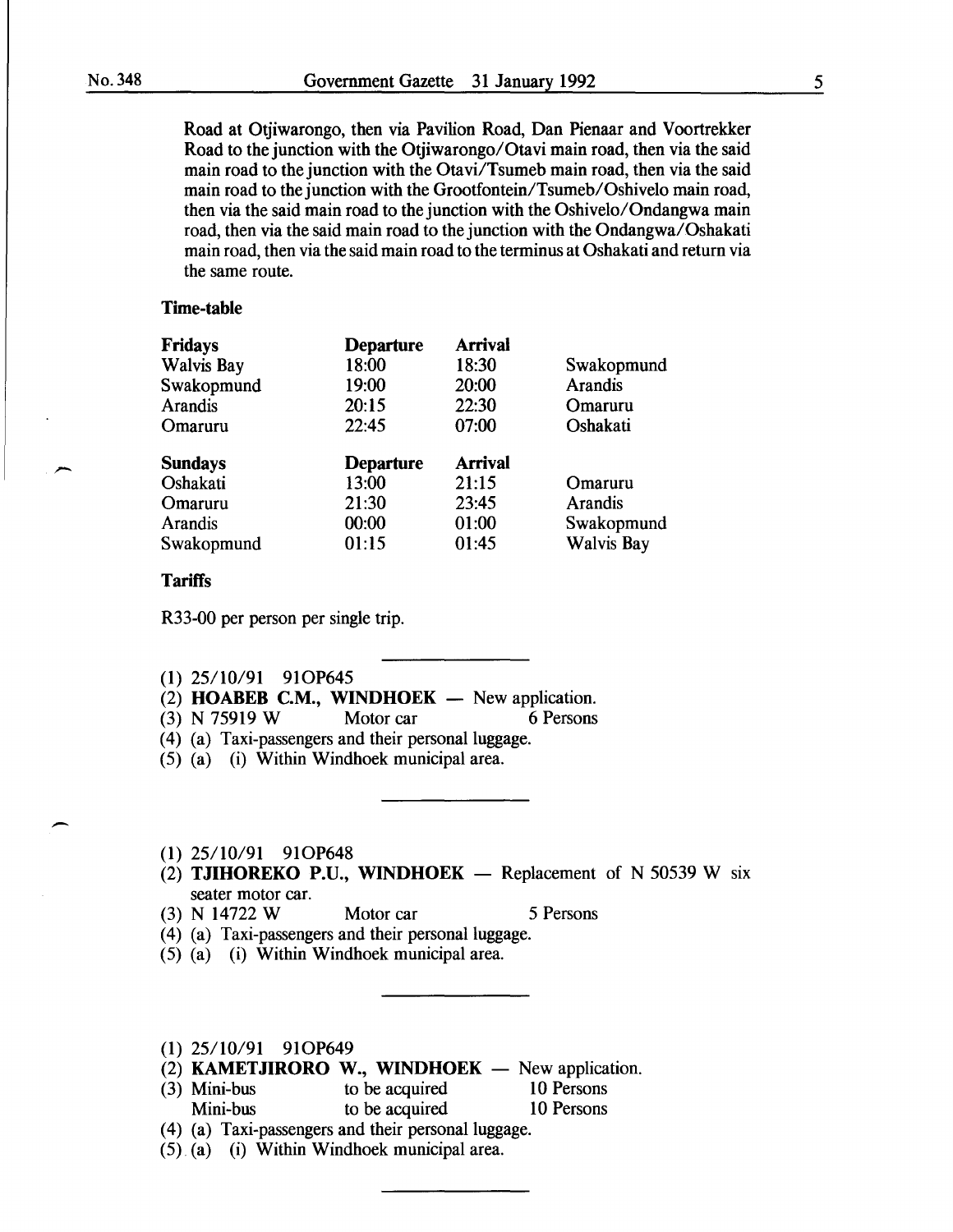Road at Otjiwarongo, then via Pavilion Road, Dan Pienaar and Voortrekker Road to the junction with the Otjiwarongo/Otavi main road, then via the said main road to the junction with the Otavi/Tsumeb main road, then via the said main road to the junction with the Grootfontein/Tsumeb/Oshivelo main road, then via the said main road to the junction with the Oshivelo/Ondangwa main road, then via the said main road to the junction with the Ondangwa/Oshakati main road, then via the said main road to the terminus at Oshakati and return via the same route.

**Time-table**

| **Fridays** | **Departure** | **Arrival** | |
|---|---|---|---|
| Walvis Bay | 18:00 | 18:30 | Swakopmund |
| Swakopmund | 19:00 | 20:00 | Arandis |
| Arandis | 20:15 | 22:30 | Omaruru |
| Omaruru | 22:45 | 07:00 | Oshakati |
| **Sundays** | **Departure** | **Arrival** | |
| Oshakati | 13:00 | 21:15 | Omaruru |
| Omaruru | 21:30 | 23:45 | Arandis |
| Arandis | 00:00 | 01:00 | Swakopmund |
| Swakopmund | 01:15 | 01:45 | Walvis Bay |

**Tariffs**

R33-00 per person per single trip.

---

(1) 25/10/91 91OP645

(2) **HOABEB C.M., WINDHOEK** — New application.

(3) N 75919 W Motor car 6 Persons

(4) (a) Taxi-passengers and their personal luggage.

(5) (a) (i) Within Windhoek municipal area.

---

(1) 25/10/91 91OP648

(2) **TJIHOREKO P.U., WINDHOEK** — Replacement of N 50539 W six seater motor car.

(3) N 14722 W Motor car 5 Persons

(4) (a) Taxi-passengers and their personal luggage.

(5) (a) (i) Within Windhoek municipal area.

---

(1) 25/10/91 91OP649

(2) **KAMETJIRORO W., WINDHOEK** — New application.

(3) Mini-bus to be acquired 10 Persons
Mini-bus to be acquired 10 Persons

(4) (a) Taxi-passengers and their personal luggage.

(5) (a) (i) Within Windhoek municipal area.

---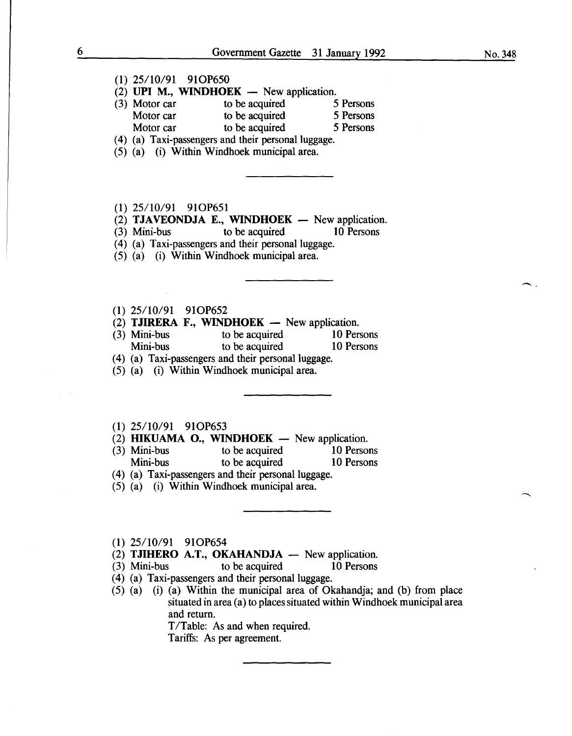(1) 25/10/91 91OP650

(2) **UPI M., WINDHOEK** — New application.

| | | |
|---|---|---|
| (3) Motor car | to be acquired | 5 Persons |
| Motor car | to be acquired | 5 Persons |
| Motor car | to be acquired | 5 Persons |

(4) (a) Taxi-passengers and their personal luggage.

(5) (a) (i) Within Windhoek municipal area.

---

(1) 25/10/91 91OP651

(2) **TJAVEONDJA E., WINDHOEK** — New application.

| | | |
|---|---|---|
| (3) Mini-bus | to be acquired | 10 Persons |

(4) (a) Taxi-passengers and their personal luggage.

(5) (a) (i) Within Windhoek municipal area.

---

(1) 25/10/91 91OP652

(2) **TJIRERA F., WINDHOEK** — New application.

| | | |
|---|---|---|
| (3) Mini-bus | to be acquired | 10 Persons |
| Mini-bus | to be acquired | 10 Persons |

(4) (a) Taxi-passengers and their personal luggage.

(5) (a) (i) Within Windhoek municipal area.

---

(1) 25/10/91 91OP653

(2) **HIKUAMA O., WINDHOEK** — New application.

| | | |
|---|---|---|
| (3) Mini-bus | to be acquired | 10 Persons |
| Mini-bus | to be acquired | 10 Persons |

(4) (a) Taxi-passengers and their personal luggage.

(5) (a) (i) Within Windhoek municipal area.

---

(1) 25/10/91 91OP654

(2) **TJIHERO A.T., OKAHANDJA** — New application.

| | | |
|---|---|---|
| (3) Mini-bus | to be acquired | 10 Persons |

(4) (a) Taxi-passengers and their personal luggage.

(5) (a) (i) (a) Within the municipal area of Okahandja; and (b) from place situated in area (a) to places situated within Windhoek municipal area and return.

T/Table: As and when required.

Tariffs: As per agreement.

---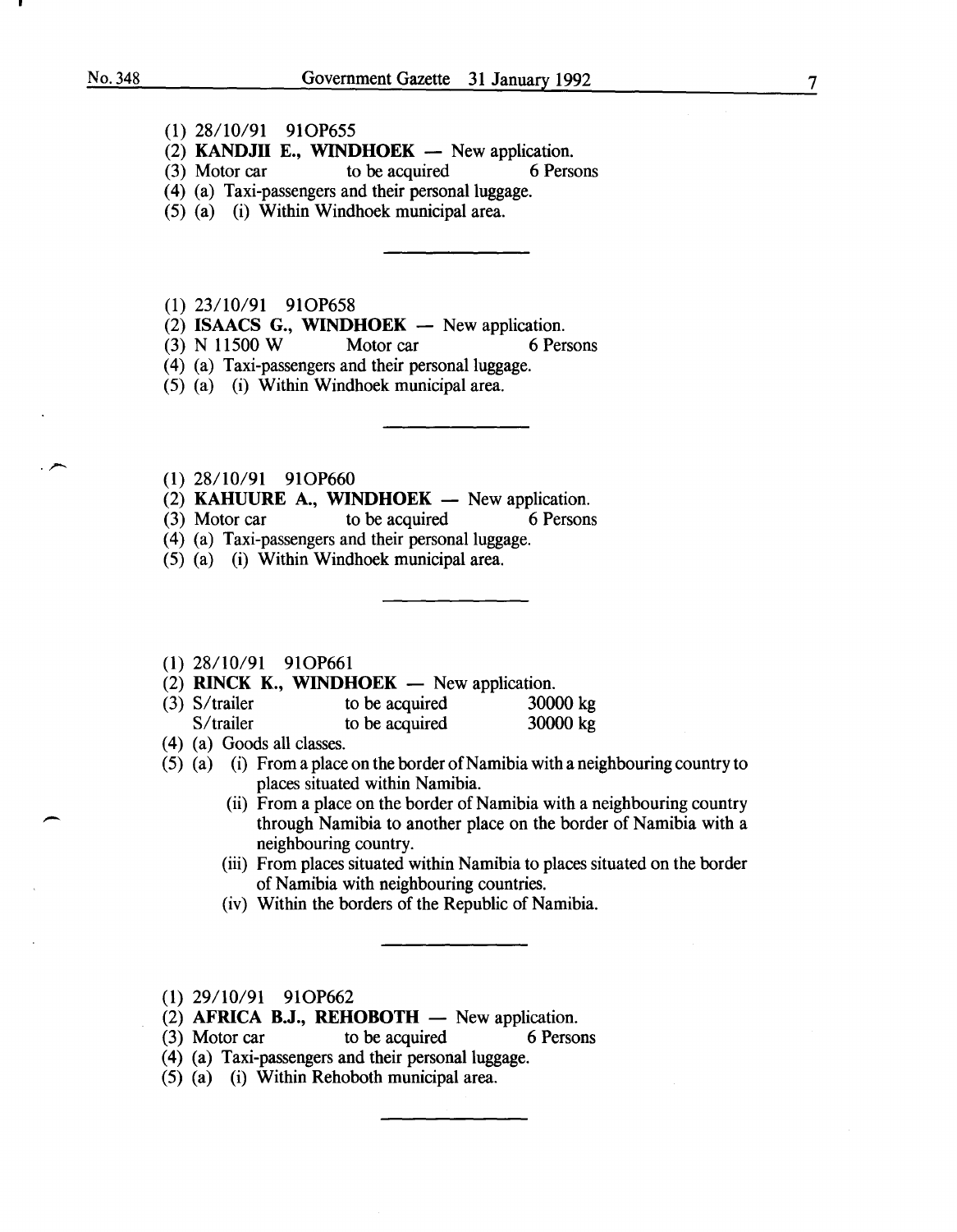(1) 28/10/91 91OP655
(2) **KANDJII E., WINDHOEK** — New application.
(3) Motor car to be acquired 6 Persons
(4) (a) Taxi-passengers and their personal luggage.
(5) (a) (i) Within Windhoek municipal area.

---

(1) 23/10/91 91OP658
(2) **ISAACS G., WINDHOEK** — New application.
(3) N 11500 W Motor car 6 Persons
(4) (a) Taxi-passengers and their personal luggage.
(5) (a) (i) Within Windhoek municipal area.

---

(1) 28/10/91 91OP660
(2) **KAHUURE A., WINDHOEK** — New application.
(3) Motor car to be acquired 6 Persons
(4) (a) Taxi-passengers and their personal luggage.
(5) (a) (i) Within Windhoek municipal area.

---

(1) 28/10/91 91OP661
(2) **RINCK K., WINDHOEK** — New application.
(3) S/trailer to be acquired 30000 kg
S/trailer to be acquired 30000 kg
(4) (a) Goods all classes.
(5) (a) (i) From a place on the border of Namibia with a neighbouring country to places situated within Namibia.
(ii) From a place on the border of Namibia with a neighbouring country through Namibia to another place on the border of Namibia with a neighbouring country.
(iii) From places situated within Namibia to places situated on the border of Namibia with neighbouring countries.
(iv) Within the borders of the Republic of Namibia.

---

(1) 29/10/91 91OP662
(2) **AFRICA B.J., REHOBOTH** — New application.
(3) Motor car to be acquired 6 Persons
(4) (a) Taxi-passengers and their personal luggage.
(5) (a) (i) Within Rehoboth municipal area.

---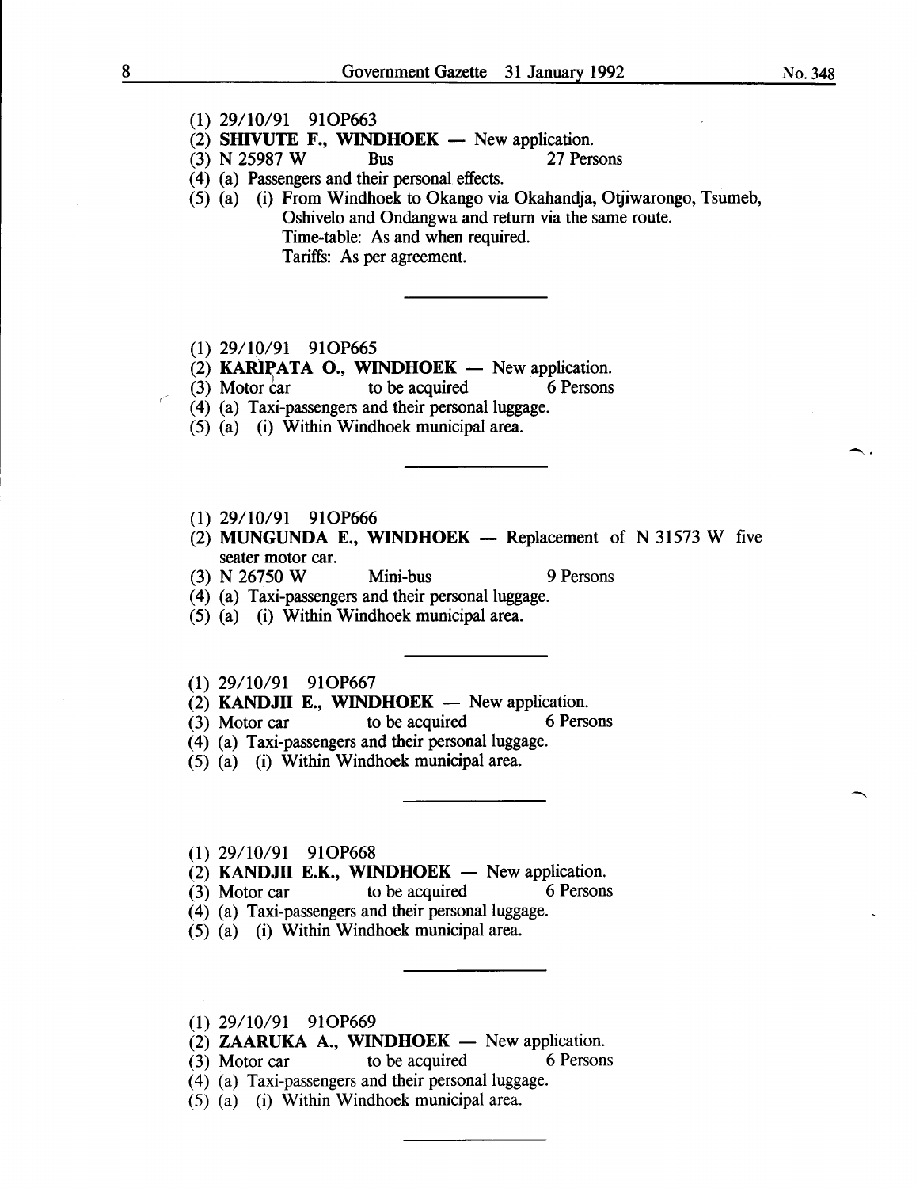(1) 29/10/91 91OP663
(2) **SHIVUTE F., WINDHOEK** — New application.
(3) N 25987 W Bus 27 Persons
(4) (a) Passengers and their personal effects.
(5) (a) (i) From Windhoek to Okango via Okahandja, Otjiwarongo, Tsumeb, Oshivelo and Ondangwa and return via the same route.
Time-table: As and when required.
Tariffs: As per agreement.

---

(1) 29/10/91 91OP665
(2) **KARIPATA O., WINDHOEK** — New application.
(3) Motor car to be acquired 6 Persons
(4) (a) Taxi-passengers and their personal luggage.
(5) (a) (i) Within Windhoek municipal area.

---

(1) 29/10/91 91OP666
(2) **MUNGUNDA E., WINDHOEK** — Replacement of N 31573 W five seater motor car.
(3) N 26750 W Mini-bus 9 Persons
(4) (a) Taxi-passengers and their personal luggage.
(5) (a) (i) Within Windhoek municipal area.

---

(1) 29/10/91 91OP667
(2) **KANDJII E., WINDHOEK** — New application.
(3) Motor car to be acquired 6 Persons
(4) (a) Taxi-passengers and their personal luggage.
(5) (a) (i) Within Windhoek municipal area.

---

(1) 29/10/91 91OP668
(2) **KANDJII E.K., WINDHOEK** — New application.
(3) Motor car to be acquired 6 Persons
(4) (a) Taxi-passengers and their personal luggage.
(5) (a) (i) Within Windhoek municipal area.

---

(1) 29/10/91 91OP669
(2) **ZAARUKA A., WINDHOEK** — New application.
(3) Motor car to be acquired 6 Persons
(4) (a) Taxi-passengers and their personal luggage.
(5) (a) (i) Within Windhoek municipal area.

---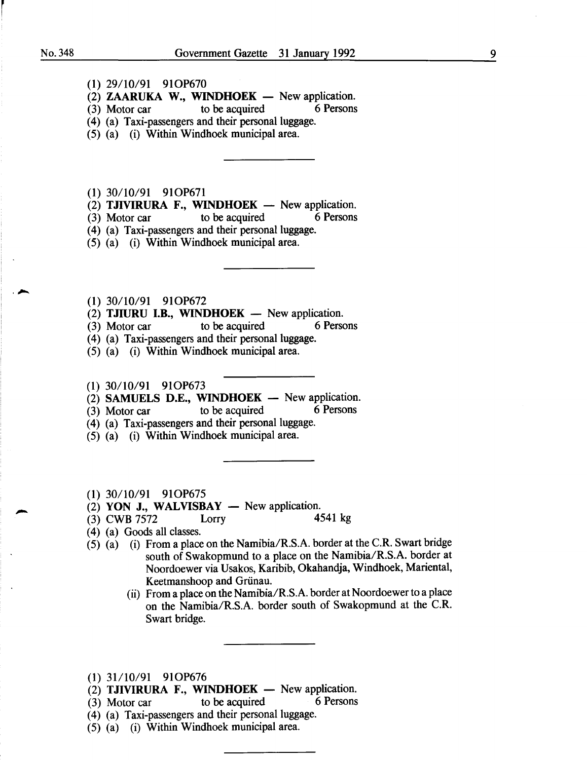(1) 29/10/91 91OP670
(2) **ZAARUKA W., WINDHOEK** — New application.
(3) Motor car to be acquired 6 Persons
(4) (a) Taxi-passengers and their personal luggage.
(5) (a) (i) Within Windhoek municipal area.

---

(1) 30/10/91 91OP671
(2) **TJIVIRURA F., WINDHOEK** — New application.
(3) Motor car to be acquired 6 Persons
(4) (a) Taxi-passengers and their personal luggage.
(5) (a) (i) Within Windhoek municipal area.

---

(1) 30/10/91 91OP672
(2) **TJIURU I.B., WINDHOEK** — New application.
(3) Motor car to be acquired 6 Persons
(4) (a) Taxi-passengers and their personal luggage.
(5) (a) (i) Within Windhoek municipal area.

---

(1) 30/10/91 91OP673
(2) **SAMUELS D.E., WINDHOEK** — New application.
(3) Motor car to be acquired 6 Persons
(4) (a) Taxi-passengers and their personal luggage.
(5) (a) (i) Within Windhoek municipal area.

---

(1) 30/10/91 91OP675
(2) **YON J., WALVISBAY** — New application.
(3) CWB 7572 Lorry 4541 kg
(4) (a) Goods all classes.
(5) (a) (i) From a place on the Namibia/R.S.A. border at the C.R. Swart bridge south of Swakopmund to a place on the Namibia/R.S.A. border at Noordoewer via Usakos, Karibib, Okahandja, Windhoek, Mariental, Keetmanshoop and Grünau.
(ii) From a place on the Namibia/R.S.A. border at Noordoewer to a place on the Namibia/R.S.A. border south of Swakopmund at the C.R. Swart bridge.

---

(1) 31/10/91 91OP676
(2) **TJIVIRURA F., WINDHOEK** — New application.
(3) Motor car to be acquired 6 Persons
(4) (a) Taxi-passengers and their personal luggage.
(5) (a) (i) Within Windhoek municipal area.

---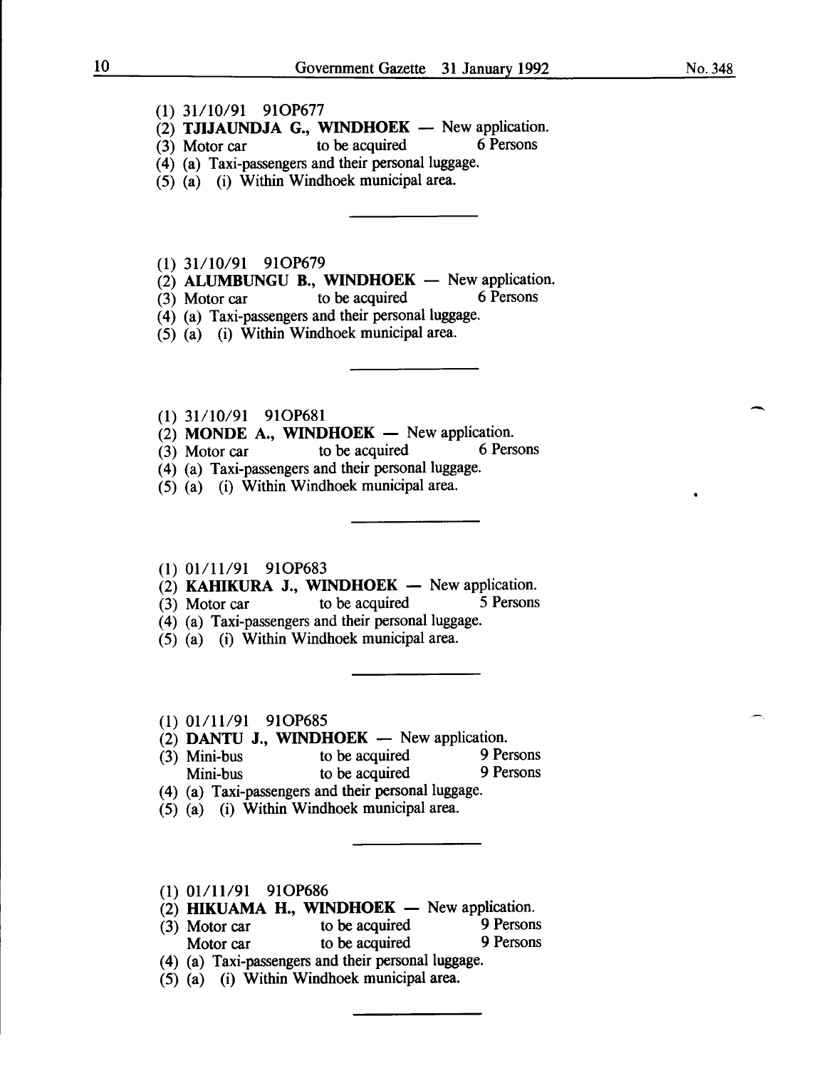(1) 31/10/91 91OP677
(2) **TJIJAUNDJA G., WINDHOEK** — New application.
(3) Motor car to be acquired 6 Persons
(4) (a) Taxi-passengers and their personal luggage.
(5) (a) (i) Within Windhoek municipal area.

---

(1) 31/10/91 91OP679
(2) **ALUMBUNGU B., WINDHOEK** — New application.
(3) Motor car to be acquired 6 Persons
(4) (a) Taxi-passengers and their personal luggage.
(5) (a) (i) Within Windhoek municipal area.

---

(1) 31/10/91 91OP681
(2) **MONDE A., WINDHOEK** — New application.
(3) Motor car to be acquired 6 Persons
(4) (a) Taxi-passengers and their personal luggage.
(5) (a) (i) Within Windhoek municipal area.

---

(1) 01/11/91 91OP683
(2) **KAHIKURA J., WINDHOEK** — New application.
(3) Motor car to be acquired 5 Persons
(4) (a) Taxi-passengers and their personal luggage.
(5) (a) (i) Within Windhoek municipal area.

---

(1) 01/11/91 91OP685
(2) **DANTU J., WINDHOEK** — New application.
(3) Mini-bus to be acquired 9 Persons
Mini-bus to be acquired 9 Persons
(4) (a) Taxi-passengers and their personal luggage.
(5) (a) (i) Within Windhoek municipal area.

---

(1) 01/11/91 91OP686
(2) **HIKUAMA H., WINDHOEK** — New application.
(3) Motor car to be acquired 9 Persons
Motor car to be acquired 9 Persons
(4) (a) Taxi-passengers and their personal luggage.
(5) (a) (i) Within Windhoek municipal area.

---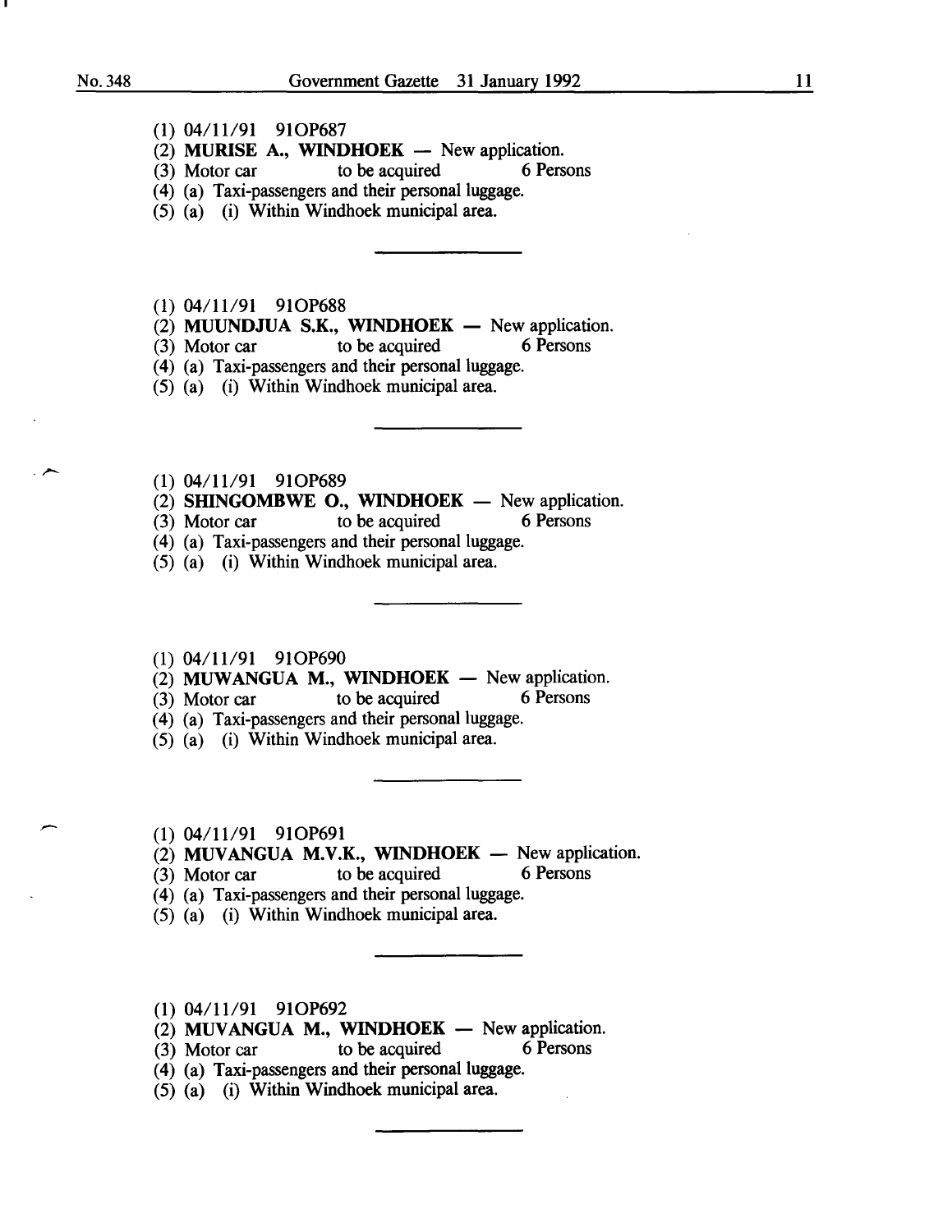(1) 04/11/91 91OP687
(2) **MURISE A., WINDHOEK** — New application.
(3) Motor car to be acquired 6 Persons
(4) (a) Taxi-passengers and their personal luggage.
(5) (a) (i) Within Windhoek municipal area.

---

(1) 04/11/91 91OP688
(2) **MUUNDJUA S.K., WINDHOEK** — New application.
(3) Motor car to be acquired 6 Persons
(4) (a) Taxi-passengers and their personal luggage.
(5) (a) (i) Within Windhoek municipal area.

---

(1) 04/11/91 91OP689
(2) **SHINGOMBWE O., WINDHOEK** — New application.
(3) Motor car to be acquired 6 Persons
(4) (a) Taxi-passengers and their personal luggage.
(5) (a) (i) Within Windhoek municipal area.

---

(1) 04/11/91 91OP690
(2) **MUWANGUA M., WINDHOEK** — New application.
(3) Motor car to be acquired 6 Persons
(4) (a) Taxi-passengers and their personal luggage.
(5) (a) (i) Within Windhoek municipal area.

---

(1) 04/11/91 91OP691
(2) **MUVANGUA M.V.K., WINDHOEK** — New application.
(3) Motor car to be acquired 6 Persons
(4) (a) Taxi-passengers and their personal luggage.
(5) (a) (i) Within Windhoek municipal area.

---

(1) 04/11/91 91OP692
(2) **MUVANGUA M., WINDHOEK** — New application.
(3) Motor car to be acquired 6 Persons
(4) (a) Taxi-passengers and their personal luggage.
(5) (a) (i) Within Windhoek municipal area.

---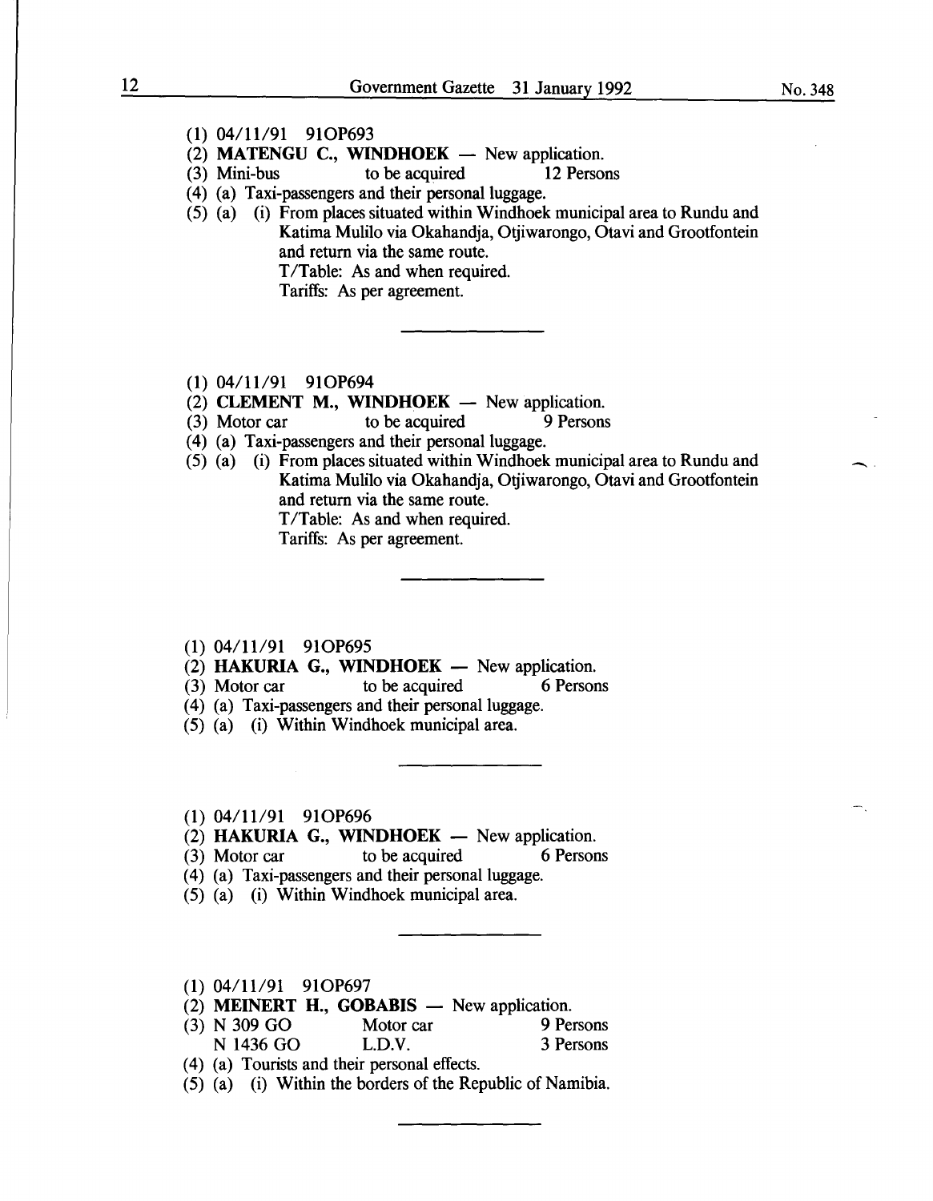(1) 04/11/91 91OP693

(2) **MATENGU C., WINDHOEK** — New application.

(3) Mini-bus to be acquired 12 Persons

(4) (a) Taxi-passengers and their personal luggage.

(5) (a) (i) From places situated within Windhoek municipal area to Rundu and Katima Mulilo via Okahandja, Otjiwarongo, Otavi and Grootfontein and return via the same route.
T/Table: As and when required.
Tariffs: As per agreement.

---

(1) 04/11/91 91OP694

(2) **CLEMENT M., WINDHOEK** — New application.

(3) Motor car to be acquired 9 Persons

(4) (a) Taxi-passengers and their personal luggage.

(5) (a) (i) From places situated within Windhoek municipal area to Rundu and Katima Mulilo via Okahandja, Otjiwarongo, Otavi and Grootfontein and return via the same route.
T/Table: As and when required.
Tariffs: As per agreement.

---

(1) 04/11/91 91OP695

(2) **HAKURIA G., WINDHOEK** — New application.

(3) Motor car to be acquired 6 Persons

(4) (a) Taxi-passengers and their personal luggage.

(5) (a) (i) Within Windhoek municipal area.

---

(1) 04/11/91 91OP696

(2) **HAKURIA G., WINDHOEK** — New application.

(3) Motor car to be acquired 6 Persons

(4) (a) Taxi-passengers and their personal luggage.

(5) (a) (i) Within Windhoek municipal area.

---

(1) 04/11/91 91OP697

(2) **MEINERT H., GOBABIS** — New application.

(3) N 309 GO Motor car 9 Persons
N 1436 GO L.D.V. 3 Persons

(4) (a) Tourists and their personal effects.

(5) (a) (i) Within the borders of the Republic of Namibia.

---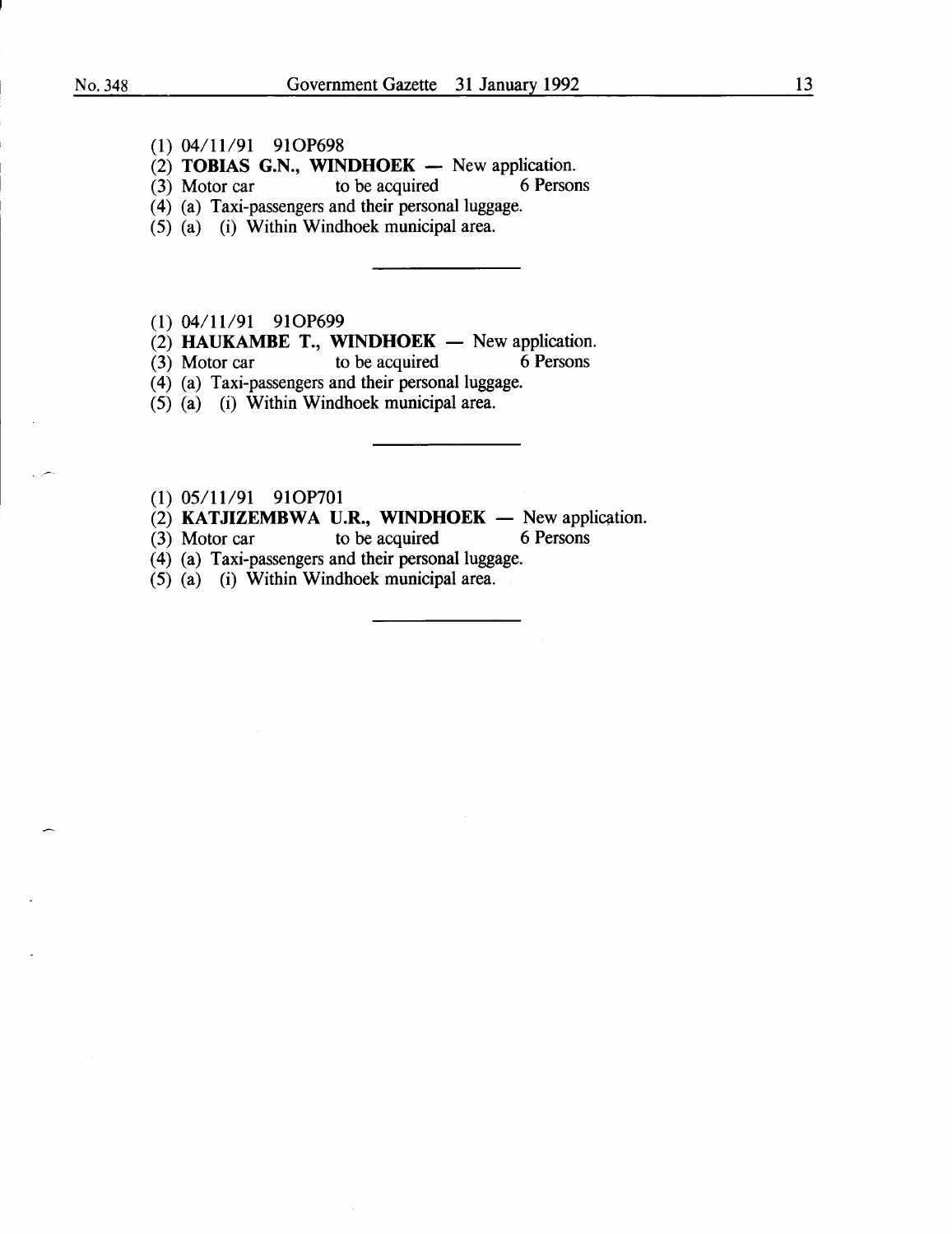(1) 04/11/91 91OP698

(2) **TOBIAS G.N., WINDHOEK** — New application.

(3) Motor car to be acquired 6 Persons

(4) (a) Taxi-passengers and their personal luggage.

(5) (a) (i) Within Windhoek municipal area.

---

(1) 04/11/91 91OP699

(2) **HAUKAMBE T., WINDHOEK** — New application.

(3) Motor car to be acquired 6 Persons

(4) (a) Taxi-passengers and their personal luggage.

(5) (a) (i) Within Windhoek municipal area.

---

(1) 05/11/91 91OP701

(2) **KATJIZEMBWA U.R., WINDHOEK** — New application.

(3) Motor car to be acquired 6 Persons

(4) (a) Taxi-passengers and their personal luggage.

(5) (a) (i) Within Windhoek municipal area.

---